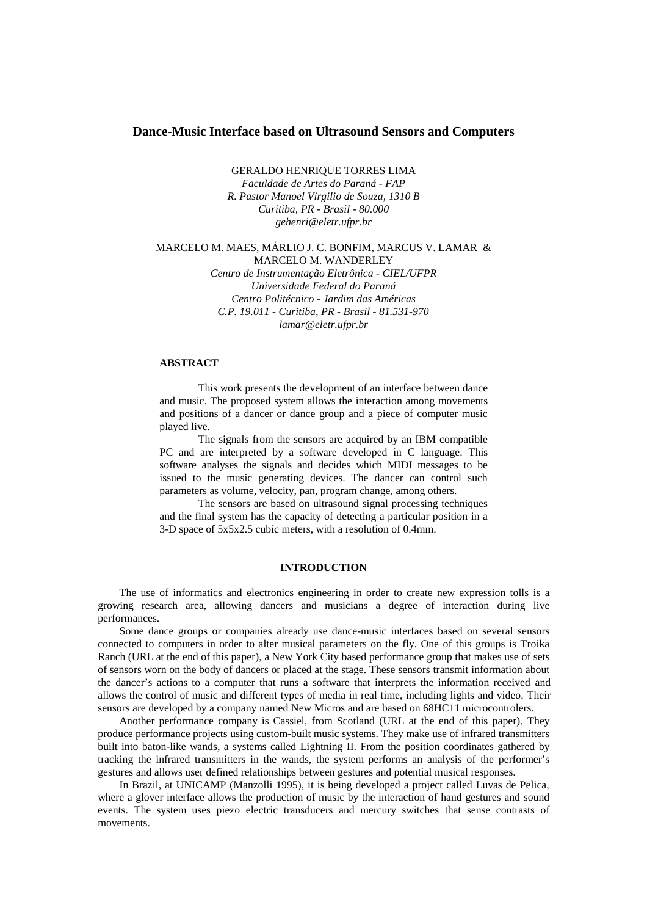# Dance-Music Interface based on Ultrasound Sensors and Computers

GERALDO HENRIQUE TORRES LIMA
*Faculdade de Artes do Paraná - FAP*
*R. Pastor Manoel Virgilio de Souza, 1310 B*
*Curitiba, PR - Brasil - 80.000*
*gehenri@eletr.ufpr.br*

MARCELO M. MAES, MÁRLIO J. C. BONFIM, MARCUS V. LAMAR & MARCELO M. WANDERLEY
*Centro de Instrumentação Eletrônica - CIEL/UFPR*
*Universidade Federal do Paraná*
*Centro Politécnico - Jardim das Américas*
*C.P. 19.011 - Curitiba, PR - Brasil - 81.531-970*
*lamar@eletr.ufpr.br*

## ABSTRACT

This work presents the development of an interface between dance and music. The proposed system allows the interaction among movements and positions of a dancer or dance group and a piece of computer music played live.

The signals from the sensors are acquired by an IBM compatible PC and are interpreted by a software developed in C language. This software analyses the signals and decides which MIDI messages to be issued to the music generating devices. The dancer can control such parameters as volume, velocity, pan, program change, among others.

The sensors are based on ultrasound signal processing techniques and the final system has the capacity of detecting a particular position in a 3-D space of 5x5x2.5 cubic meters, with a resolution of 0.4mm.

## INTRODUCTION

The use of informatics and electronics engineering in order to create new expression tolls is a growing research area, allowing dancers and musicians a degree of interaction during live performances.

Some dance groups or companies already use dance-music interfaces based on several sensors connected to computers in order to alter musical parameters on the fly. One of this groups is Troika Ranch (URL at the end of this paper), a New York City based performance group that makes use of sets of sensors worn on the body of dancers or placed at the stage. These sensors transmit information about the dancer's actions to a computer that runs a software that interprets the information received and allows the control of music and different types of media in real time, including lights and video. Their sensors are developed by a company named New Micros and are based on 68HC11 microcontrolers.

Another performance company is Cassiel, from Scotland (URL at the end of this paper). They produce performance projects using custom-built music systems. They make use of infrared transmitters built into baton-like wands, a systems called Lightning II. From the position coordinates gathered by tracking the infrared transmitters in the wands, the system performs an analysis of the performer's gestures and allows user defined relationships between gestures and potential musical responses.

In Brazil, at UNICAMP (Manzolli 1995), it is being developed a project called Luvas de Pelica, where a glover interface allows the production of music by the interaction of hand gestures and sound events. The system uses piezo electric transducers and mercury switches that sense contrasts of movements.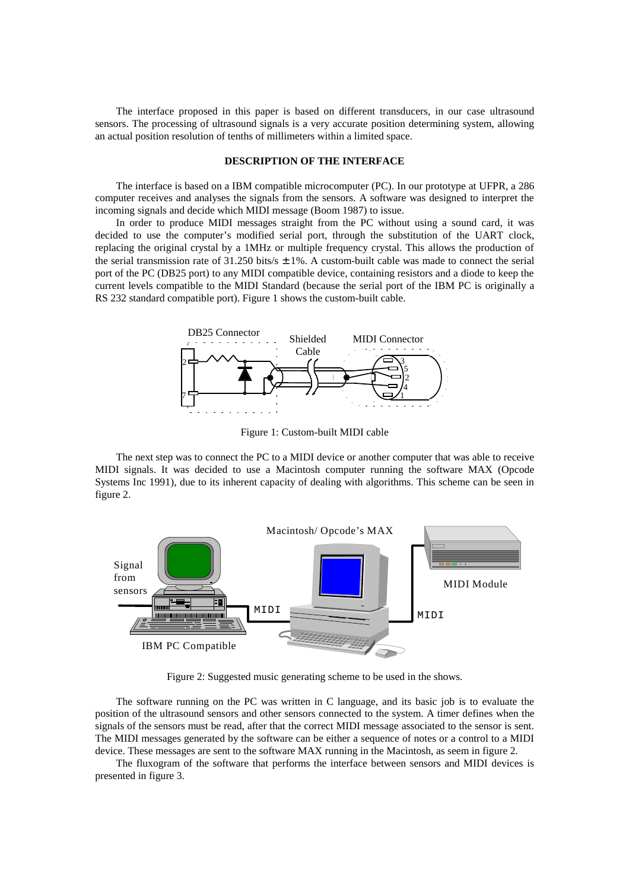The interface proposed in this paper is based on different transducers, in our case ultrasound sensors. The processing of ultrasound signals is a very accurate position determining system, allowing an actual position resolution of tenths of millimeters within a limited space.

## DESCRIPTION OF THE INTERFACE

The interface is based on a IBM compatible microcomputer (PC). In our prototype at UFPR, a 286 computer receives and analyses the signals from the sensors. A software was designed to interpret the incoming signals and decide which MIDI message (Boom 1987) to issue.

In order to produce MIDI messages straight from the PC without using a sound card, it was decided to use the computer's modified serial port, through the substitution of the UART clock, replacing the original crystal by a 1MHz or multiple frequency crystal. This allows the production of the serial transmission rate of 31.250 bits/s $\pm 1\%$. A custom-built cable was made to connect the serial port of the PC (DB25 port) to any MIDI compatible device, containing resistors and a diode to keep the current levels compatible to the MIDI Standard (because the serial port of the IBM PC is originally a RS 232 standard compatible port). Figure 1 shows the custom-built cable.

Figure 1: Custom-built MIDI cable

The next step was to connect the PC to a MIDI device or another computer that was able to receive MIDI signals. It was decided to use a Macintosh computer running the software MAX (Opcode Systems Inc 1991), due to its inherent capacity of dealing with algorithms. This scheme can be seen in figure 2.

Figure 2: Suggested music generating scheme to be used in the shows.

The software running on the PC was written in C language, and its basic job is to evaluate the position of the ultrasound sensors and other sensors connected to the system. A timer defines when the signals of the sensors must be read, after that the correct MIDI message associated to the sensor is sent. The MIDI messages generated by the software can be either a sequence of notes or a control to a MIDI device. These messages are sent to the software MAX running in the Macintosh, as seem in figure 2.

The fluxogram of the software that performs the interface between sensors and MIDI devices is presented in figure 3.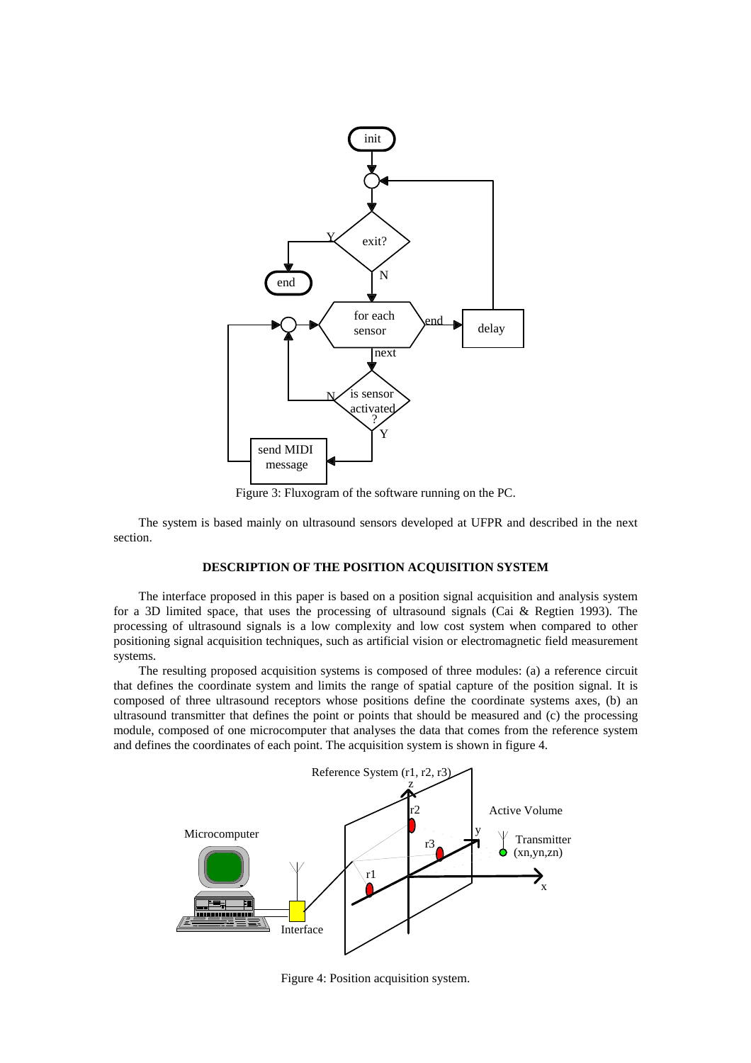Figure 3: Fluxogram of the software running on the PC.

The system is based mainly on ultrasound sensors developed at UFPR and described in the next section.

## DESCRIPTION OF THE POSITION ACQUISITION SYSTEM

The interface proposed in this paper is based on a position signal acquisition and analysis system for a 3D limited space, that uses the processing of ultrasound signals (Cai & Regtien 1993). The processing of ultrasound signals is a low complexity and low cost system when compared to other positioning signal acquisition techniques, such as artificial vision or electromagnetic field measurement systems.

The resulting proposed acquisition systems is composed of three modules: (a) a reference circuit that defines the coordinate system and limits the range of spatial capture of the position signal. It is composed of three ultrasound receptors whose positions define the coordinate systems axes, (b) an ultrasound transmitter that defines the point or points that should be measured and (c) the processing module, composed of one microcomputer that analyses the data that comes from the reference system and defines the coordinates of each point. The acquisition system is shown in figure 4.

Figure 4: Position acquisition system.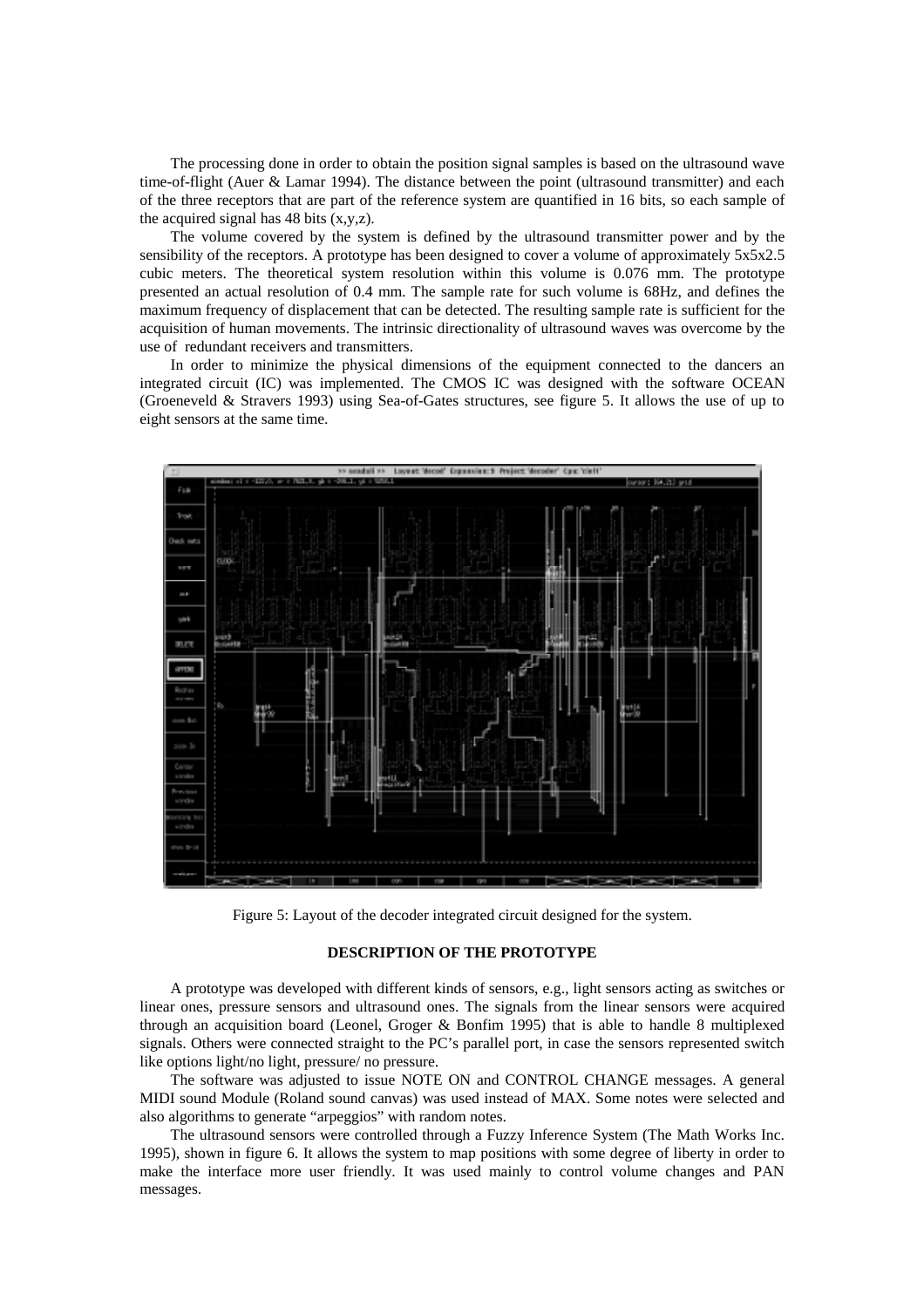The processing done in order to obtain the position signal samples is based on the ultrasound wave time-of-flight (Auer & Lamar 1994). The distance between the point (ultrasound transmitter) and each of the three receptors that are part of the reference system are quantified in 16 bits, so each sample of the acquired signal has 48 bits (x,y,z).

The volume covered by the system is defined by the ultrasound transmitter power and by the sensibility of the receptors. A prototype has been designed to cover a volume of approximately 5x5x2.5 cubic meters. The theoretical system resolution within this volume is 0.076 mm. The prototype presented an actual resolution of 0.4 mm. The sample rate for such volume is 68Hz, and defines the maximum frequency of displacement that can be detected. The resulting sample rate is sufficient for the acquisition of human movements. The intrinsic directionality of ultrasound waves was overcome by the use of redundant receivers and transmitters.

In order to minimize the physical dimensions of the equipment connected to the dancers an integrated circuit (IC) was implemented. The CMOS IC was designed with the software OCEAN (Groeneveld & Stravers 1993) using Sea-of-Gates structures, see figure 5. It allows the use of up to eight sensors at the same time.

Figure 5: Layout of the decoder integrated circuit designed for the system.

## DESCRIPTION OF THE PROTOTYPE

A prototype was developed with different kinds of sensors, e.g., light sensors acting as switches or linear ones, pressure sensors and ultrasound ones. The signals from the linear sensors were acquired through an acquisition board (Leonel, Groger & Bonfim 1995) that is able to handle 8 multiplexed signals. Others were connected straight to the PC's parallel port, in case the sensors represented switch like options light/no light, pressure/ no pressure.

The software was adjusted to issue NOTE ON and CONTROL CHANGE messages. A general MIDI sound Module (Roland sound canvas) was used instead of MAX. Some notes were selected and also algorithms to generate "arpeggios" with random notes.

The ultrasound sensors were controlled through a Fuzzy Inference System (The Math Works Inc. 1995), shown in figure 6. It allows the system to map positions with some degree of liberty in order to make the interface more user friendly. It was used mainly to control volume changes and PAN messages.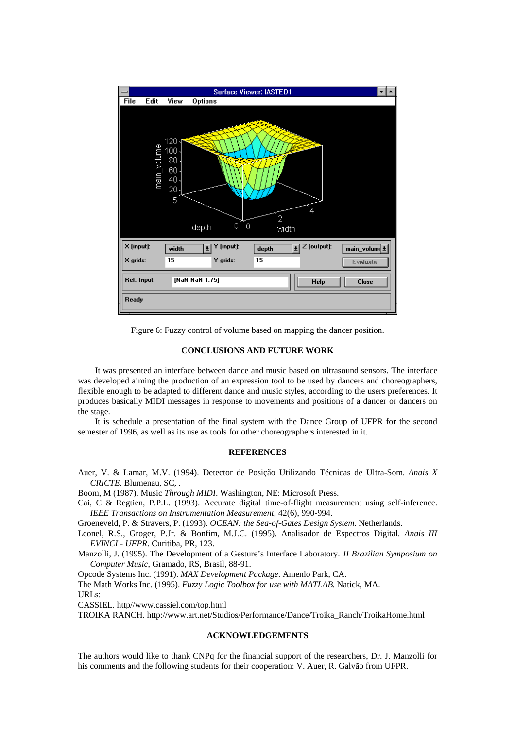Surface Viewer: IASTED1

File Edit View Options

main_volume

120
100
80
60
40
20
5

depth

0 0

2
4

width

X (input): width
Y (input): depth
Z (output): main_volume
X grids: 15
Y grids: 15
Evaluate
Ref. Input: [NaN NaN 1.75]
Help
Close
Ready

Figure 6: Fuzzy control of volume based on mapping the dancer position.

## CONCLUSIONS AND FUTURE WORK

It was presented an interface between dance and music based on ultrasound sensors. The interface was developed aiming the production of an expression tool to be used by dancers and choreographers, flexible enough to be adapted to different dance and music styles, according to the users preferences. It produces basically MIDI messages in response to movements and positions of a dancer or dancers on the stage.

It is schedule a presentation of the final system with the Dance Group of UFPR for the second semester of 1996, as well as its use as tools for other choreographers interested in it.

## REFERENCES

Auer, V. & Lamar, M.V. (1994). Detector de Posição Utilizando Técnicas de Ultra-Som. *Anais X CRICTE*. Blumenau, SC, .

Boom, M (1987). Music *Through MIDI*. Washington, NE: Microsoft Press.

Cai, C & Regtien, P.P.L. (1993). Accurate digital time-of-flight measurement using self-inference. *IEEE Transactions on Instrumentation Measurement*, 42(6), 990-994.

Groeneveld, P. & Stravers, P. (1993). *OCEAN: the Sea-of-Gates Design System*. Netherlands.

Leonel, R.S., Groger, P.Jr. & Bonfim, M.J.C. (1995). Analisador de Espectros Digital. *Anais III EVINCI - UFPR*. Curitiba, PR, 123.

Manzolli, J. (1995). The Development of a Gesture's Interface Laboratory. *II Brazilian Symposium on Computer Music*, Gramado, RS, Brasil, 88-91.

Opcode Systems Inc. (1991). *MAX Development Package*. Amenlo Park, CA.

The Math Works Inc. (1995). *Fuzzy Logic Toolbox for use with MATLAB.* Natick, MA.

URLs:

CASSIEL. http//www.cassiel.com/top.html

TROIKA RANCH. http://www.art.net/Studios/Performance/Dance/Troika_Ranch/TroikaHome.html

## ACKNOWLEDGEMENTS

The authors would like to thank CNPq for the financial support of the researchers, Dr. J. Manzolli for his comments and the following students for their cooperation: V. Auer, R. Galvão from UFPR.